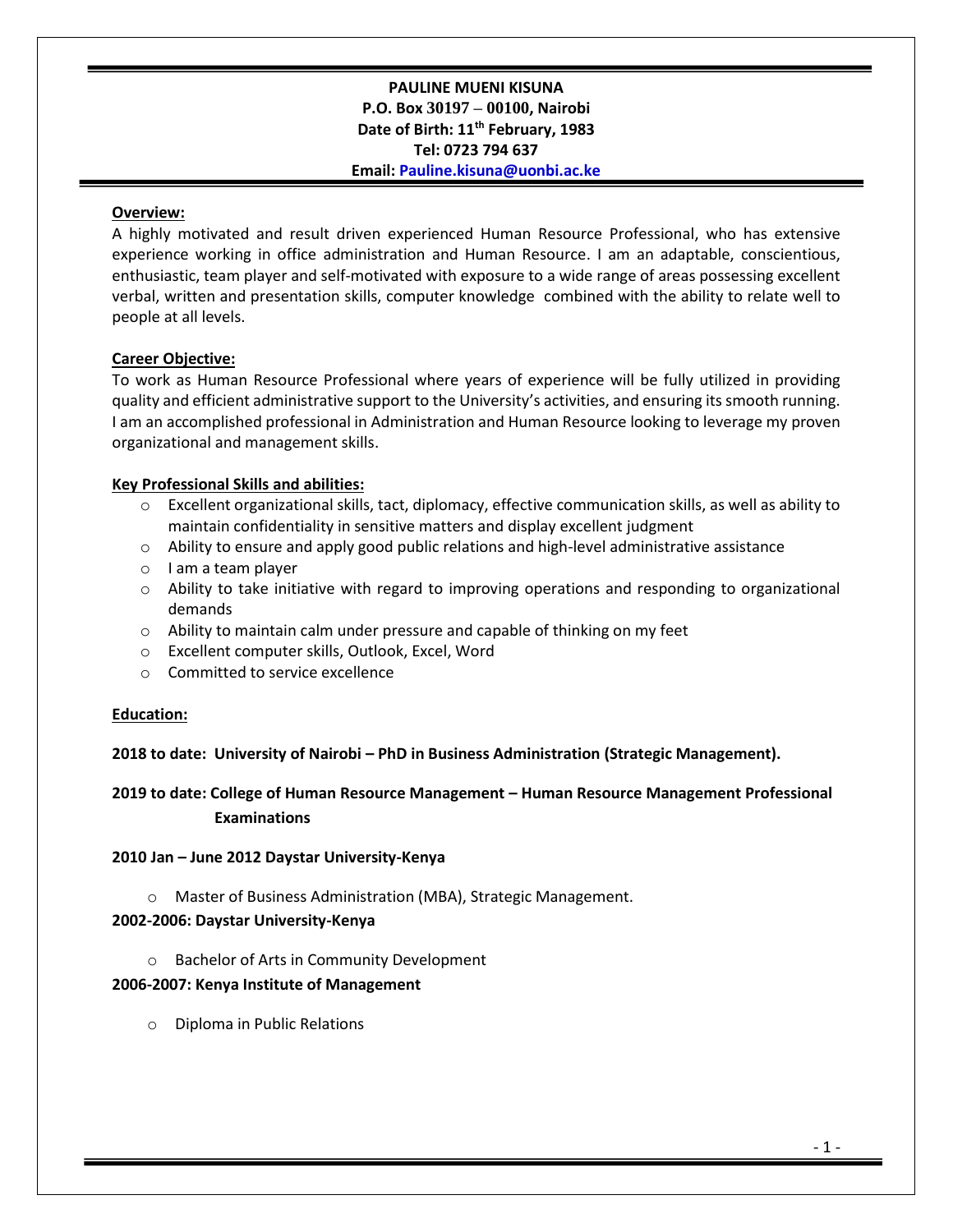**PAULINE MUENI KISUNA**
**P.O. Box 30197 – 00100, Nairobi**
**Date of Birth: 11th February, 1983**
**Tel: 0723 794 637**
**Email: Pauline.kisuna@uonbi.ac.ke**

## Overview:

A highly motivated and result driven experienced Human Resource Professional, who has extensive experience working in office administration and Human Resource. I am an adaptable, conscientious, enthusiastic, team player and self-motivated with exposure to a wide range of areas possessing excellent verbal, written and presentation skills, computer knowledge combined with the ability to relate well to people at all levels.

## Career Objective:

To work as Human Resource Professional where years of experience will be fully utilized in providing quality and efficient administrative support to the University's activities, and ensuring its smooth running. I am an accomplished professional in Administration and Human Resource looking to leverage my proven organizational and management skills.

## Key Professional Skills and abilities:

- Excellent organizational skills, tact, diplomacy, effective communication skills, as well as ability to maintain confidentiality in sensitive matters and display excellent judgment
- Ability to ensure and apply good public relations and high-level administrative assistance
- I am a team player
- Ability to take initiative with regard to improving operations and responding to organizational demands
- Ability to maintain calm under pressure and capable of thinking on my feet
- Excellent computer skills, Outlook, Excel, Word
- Committed to service excellence

## Education:

**2018 to date: University of Nairobi – PhD in Business Administration (Strategic Management).**

**2019 to date: College of Human Resource Management – Human Resource Management Professional Examinations**

**2010 Jan – June 2012 Daystar University-Kenya**

- Master of Business Administration (MBA), Strategic Management.

**2002-2006: Daystar University-Kenya**

- Bachelor of Arts in Community Development

**2006-2007: Kenya Institute of Management**

- Diploma in Public Relations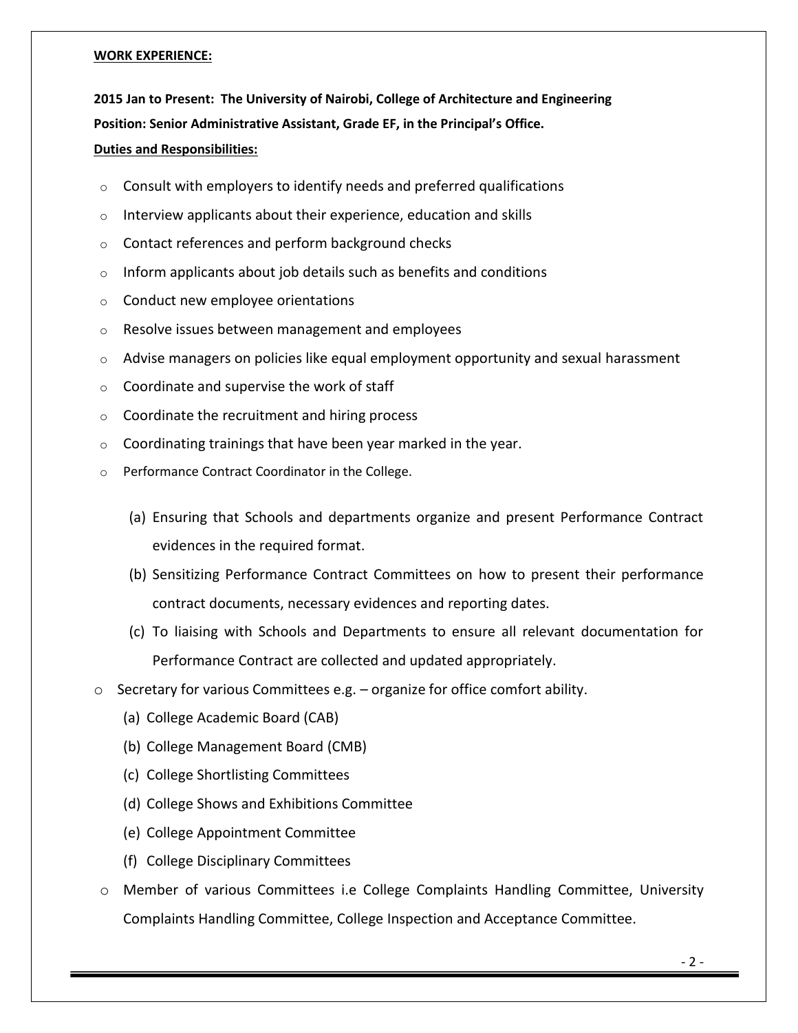**WORK EXPERIENCE:**

**2015 Jan to Present: The University of Nairobi, College of Architecture and Engineering**
**Position: Senior Administrative Assistant, Grade EF, in the Principal's Office.**
**Duties and Responsibilities:**

- Consult with employers to identify needs and preferred qualifications
- Interview applicants about their experience, education and skills
- Contact references and perform background checks
- Inform applicants about job details such as benefits and conditions
- Conduct new employee orientations
- Resolve issues between management and employees
- Advise managers on policies like equal employment opportunity and sexual harassment
- Coordinate and supervise the work of staff
- Coordinate the recruitment and hiring process
- Coordinating trainings that have been year marked in the year.
- Performance Contract Coordinator in the College.
  - (a) Ensuring that Schools and departments organize and present Performance Contract evidences in the required format.
  - (b) Sensitizing Performance Contract Committees on how to present their performance contract documents, necessary evidences and reporting dates.
  - (c) To liaising with Schools and Departments to ensure all relevant documentation for Performance Contract are collected and updated appropriately.
- Secretary for various Committees e.g. – organize for office comfort ability.
  - (a) College Academic Board (CAB)
  - (b) College Management Board (CMB)
  - (c) College Shortlisting Committees
  - (d) College Shows and Exhibitions Committee
  - (e) College Appointment Committee
  - (f) College Disciplinary Committees
- Member of various Committees i.e College Complaints Handling Committee, University Complaints Handling Committee, College Inspection and Acceptance Committee.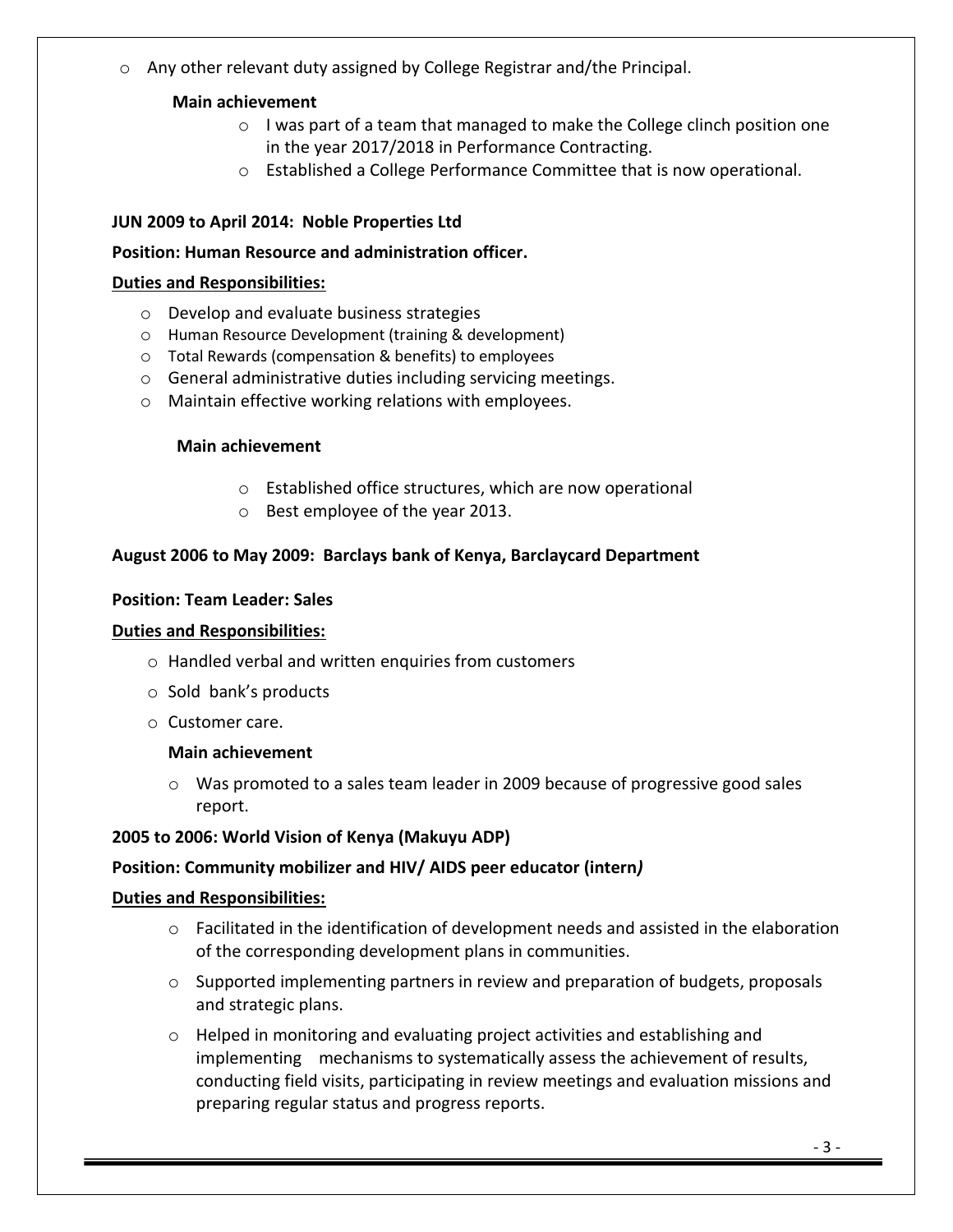- Any other relevant duty assigned by College Registrar and/the Principal.

**Main achievement**

- I was part of a team that managed to make the College clinch position one in the year 2017/2018 in Performance Contracting.
- Established a College Performance Committee that is now operational.

**JUN 2009 to April 2014: Noble Properties Ltd**

**Position: Human Resource and administration officer.**

**Duties and Responsibilities:**

- Develop and evaluate business strategies
- Human Resource Development (training & development)
- Total Rewards (compensation & benefits) to employees
- General administrative duties including servicing meetings.
- Maintain effective working relations with employees.

**Main achievement**

- Established office structures, which are now operational
- Best employee of the year 2013.

**August 2006 to May 2009: Barclays bank of Kenya, Barclaycard Department**

**Position: Team Leader: Sales**

**Duties and Responsibilities:**

- Handled verbal and written enquiries from customers
- Sold bank's products
- Customer care.

**Main achievement**

- Was promoted to a sales team leader in 2009 because of progressive good sales report.

**2005 to 2006: World Vision of Kenya (Makuyu ADP)**

**Position: Community mobilizer and HIV/ AIDS peer educator (intern*)***

**Duties and Responsibilities:**

- Facilitated in the identification of development needs and assisted in the elaboration of the corresponding development plans in communities.
- Supported implementing partners in review and preparation of budgets, proposals and strategic plans.
- Helped in monitoring and evaluating project activities and establishing and implementing mechanisms to systematically assess the achievement of results, conducting field visits, participating in review meetings and evaluation missions and preparing regular status and progress reports.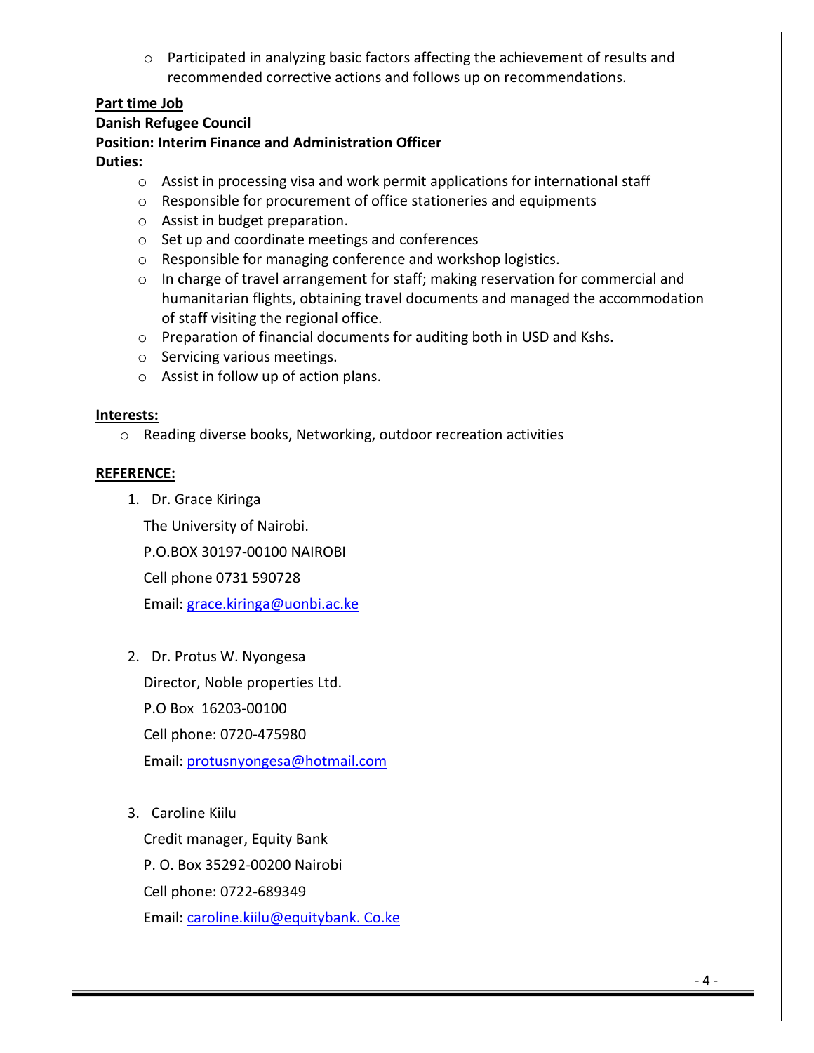- Participated in analyzing basic factors affecting the achievement of results and recommended corrective actions and follows up on recommendations.

**Part time Job**
**Danish Refugee Council**
**Position: Interim Finance and Administration Officer**
**Duties:**

- Assist in processing visa and work permit applications for international staff
- Responsible for procurement of office stationeries and equipments
- Assist in budget preparation.
- Set up and coordinate meetings and conferences
- Responsible for managing conference and workshop logistics.
- In charge of travel arrangement for staff; making reservation for commercial and humanitarian flights, obtaining travel documents and managed the accommodation of staff visiting the regional office.
- Preparation of financial documents for auditing both in USD and Kshs.
- Servicing various meetings.
- Assist in follow up of action plans.

**Interests:**

- Reading diverse books, Networking, outdoor recreation activities

**REFERENCE:**

1. Dr. Grace Kiringa
   The University of Nairobi.
   P.O.BOX 30197-00100 NAIROBI
   Cell phone 0731 590728
   Email: grace.kiringa@uonbi.ac.ke

2. Dr. Protus W. Nyongesa
   Director, Noble properties Ltd.
   P.O Box 16203-00100
   Cell phone: 0720-475980
   Email: protusnyongesa@hotmail.com

3. Caroline Kiilu
   Credit manager, Equity Bank
   P. O. Box 35292-00200 Nairobi
   Cell phone: 0722-689349
   Email: caroline.kiilu@equitybank. Co.ke